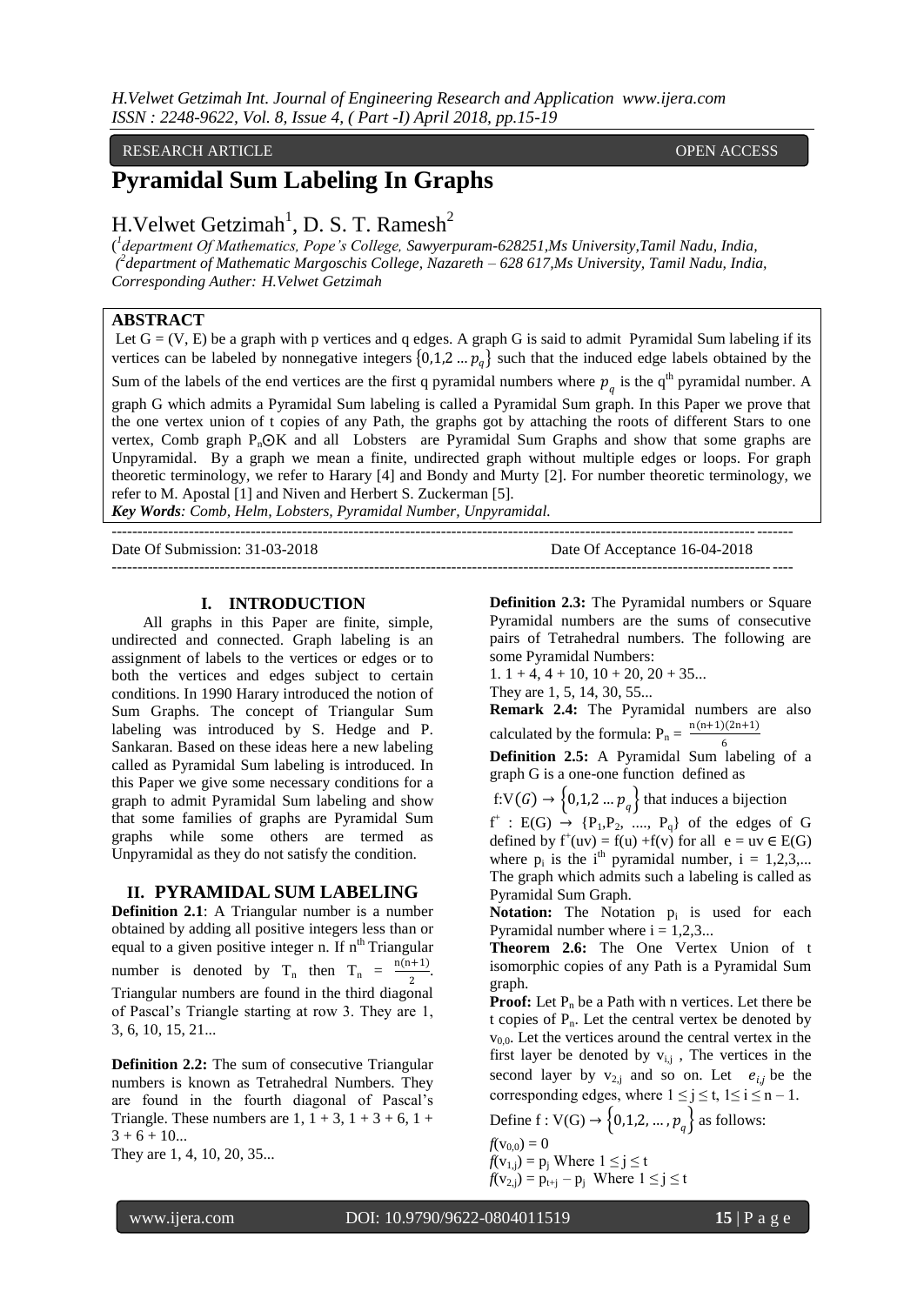RESEARCH ARTICLE OPEN ACCESS

# Pyramidal Sum Labeling In Graphs

H.Velwet Getzimah[1], D. S. T. Ramesh[2]

([1]department Of Mathematics, Pope's College, Sawyerpuram-628251,Ms University,Tamil Nadu, India,
([2]department of Mathematic Margoschis College, Nazareth – 628 617,Ms University, Tamil Nadu, India,
Corresponding Auther: H.Velwet Getzimah

## ABSTRACT

Let G = (V, E) be a graph with p vertices and q edges. A graph G is said to admit Pyramidal Sum labeling if its vertices can be labeled by nonnegative integers $\{0,1,2 \dots p_q\}$ such that the induced edge labels obtained by the Sum of the labels of the end vertices are the first q pyramidal numbers where $p_q$ is the q[th] pyramidal number. A graph G which admits a Pyramidal Sum labeling is called a Pyramidal Sum graph. In this Paper we prove that the one vertex union of t copies of any Path, the graphs got by attaching the roots of different Stars to one vertex, Comb graph $P_n \odot K$ and all Lobsters are Pyramidal Sum Graphs and show that some graphs are Unpyramidal. By a graph we mean a finite, undirected graph without multiple edges or loops. For graph theoretic terminology, we refer to Harary [4] and Bondy and Murty [2]. For number theoretic terminology, we refer to M. Apostal [1] and Niven and Herbert S. Zuckerman [5].

*Key Words: Comb, Helm, Lobsters, Pyramidal Number, Unpyramidal.*

Date Of Submission: 31-03-2018 Date Of Acceptance 16-04-2018

## I. INTRODUCTION

All graphs in this Paper are finite, simple, undirected and connected. Graph labeling is an assignment of labels to the vertices or edges or to both the vertices and edges subject to certain conditions. In 1990 Harary introduced the notion of Sum Graphs. The concept of Triangular Sum labeling was introduced by S. Hedge and P. Sankaran. Based on these ideas here a new labeling called as Pyramidal Sum labeling is introduced. In this Paper we give some necessary conditions for a graph to admit Pyramidal Sum labeling and show that some families of graphs are Pyramidal Sum graphs while some others are termed as Unpyramidal as they do not satisfy the condition.

## II. PYRAMIDAL SUM LABELING

**Definition 2.1**: A Triangular number is a number obtained by adding all positive integers less than or equal to a given positive integer n. If n[th] Triangular number is denoted by $T_n$ then $T_n = \frac{n(n+1)}{2}$. Triangular numbers are found in the third diagonal of Pascal's Triangle starting at row 3. They are 1, 3, 6, 10, 15, 21...

**Definition 2.2:** The sum of consecutive Triangular numbers is known as Tetrahedral Numbers. They are found in the fourth diagonal of Pascal's Triangle. These numbers are 1, 1 + 3, 1 + 3 + 6, 1 + 3 + 6 + 10...

They are 1, 4, 10, 20, 35...

**Definition 2.3:** The Pyramidal numbers or Square Pyramidal numbers are the sums of consecutive pairs of Tetrahedral numbers. The following are some Pyramidal Numbers:

1. 1 + 4, 4 + 10, 10 + 20, 20 + 35...

They are 1, 5, 14, 30, 55...

**Remark 2.4:** The Pyramidal numbers are also calculated by the formula: $P_n = \frac{n(n+1)(2n+1)}{6}$

**Definition 2.5:** A Pyramidal Sum labeling of a graph G is a one-one function defined as

$f: V(G) \to \{0,1,2 \dots p_q\}$ that induces a bijection $f^+ : E(G) \to \{P_1, P_2, \dots, P_q\}$ of the edges of G defined by $f^+(uv) = f(u) + f(v)$ for all $e = uv \in E(G)$ where $p_i$ is the i[th] pyramidal number, i = 1,2,3,... The graph which admits such a labeling is called as Pyramidal Sum Graph.

**Notation:** The Notation $p_i$ is used for each Pyramidal number where i = 1,2,3...

**Theorem 2.6:** The One Vertex Union of t isomorphic copies of any Path is a Pyramidal Sum graph.

**Proof:** Let $P_n$ be a Path with n vertices. Let there be t copies of $P_n$. Let the central vertex be denoted by $v_{0,0}$. Let the vertices around the central vertex in the first layer be denoted by $v_{i,j}$ , The vertices in the second layer by $v_{2,j}$ and so on. Let $e_{i,j}$ be the corresponding edges, where $1 \le j \le t$, $1 \le i \le n-1$.

Define $f : V(G) \to \{0,1,2, \dots, p_q\}$ as follows:

$f(v_{0,0}) = 0$

$f(v_{1,j}) = p_j$ Where $1 \le j \le t$

$f(v_{2,j}) = p_{t+j} - p_j$ Where $1 \le j \le t$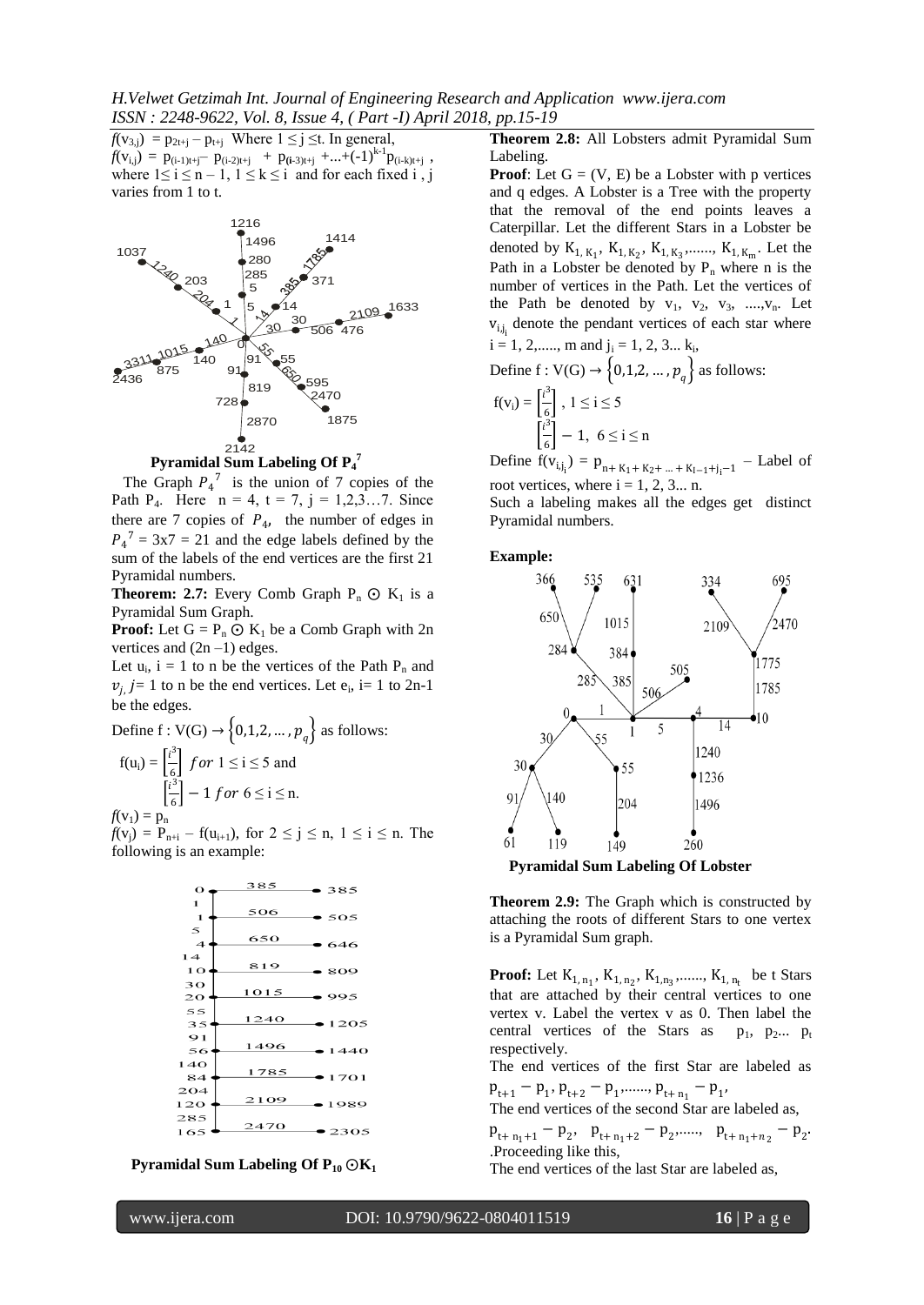$f(v_{3,j}) = p_{2t+j} - p_{t+j}$ Where $1 \leq j \leq t$. In general, $f(v_{i,j}) = p_{(i-1)t+j} - p_{(i-2)t+j} + p_{(i-3)t+j} + ... + (-1)^{k-1} p_{(i-k)t+j}$, where $1 \leq i \leq n-1$, $1 \leq k \leq i$ and for each fixed i, j varies from 1 to t.

1216
1496
1414
1037
280
1785
1240
203
285
385
371
5
204
1
5
14
2109
1633
1
14
30
30
506
476
140
0
3311
1015
140
55
2436
875
91
91
55
650
595
819
2470
728
2870
1875
2142

**Pyramidal Sum Labeling Of $P_4^7$**

The Graph $P_4^7$ is the union of 7 copies of the Path $P_4$. Here n = 4, t = 7, j = 1,2,3…7. Since there are 7 copies of $P_4$, the number of edges in $P_4^7 = 3x7 = 21$ and the edge labels defined by the sum of the labels of the end vertices are the first 21 Pyramidal numbers.

**Theorem: 2.7:** Every Comb Graph $P_n \odot K_1$ is a Pyramidal Sum Graph.

**Proof:** Let $G = P_n \odot K_1$ be a Comb Graph with 2n vertices and (2n –1) edges.

Let $u_i$, i = 1 to n be the vertices of the Path $P_n$ and $v_j$, j= 1 to n be the end vertices. Let $e_i$, i= 1 to 2n-1 be the edges.

Define $f : V(G) \rightarrow \{0,1,2,...,p_q\}$ as follows:

$$f(u_i) = \left[\frac{i^3}{6}\right] \; for \; 1 \leq i \leq 5 \text{ and}$$
$$\left[\frac{i^3}{6}\right] - 1 \; for \; 6 \leq i \leq n.$$

$f(v_1) = p_n$

$f(v_j) = P_{n+i} - f(u_{i+1})$, for $2 \leq j \leq n$, $1 \leq i \leq n$. The following is an example:

0, 385, 385
1
1, 506, 505
5
4, 650, 646
14
10, 819, 809
30
20, 1015, 995
55
35, 1240, 1205
91
56, 1496, 1440
140
84, 1785, 1701
204
120, 2109, 1989
285
165, 2470, 2305

**Pyramidal Sum Labeling Of $P_{10} \odot K_1$**

**Theorem 2.8:** All Lobsters admit Pyramidal Sum Labeling.

**Proof**: Let G = (V, E) be a Lobster with p vertices and q edges. A Lobster is a Tree with the property that the removal of the end points leaves a Caterpillar. Let the different Stars in a Lobster be denoted by $K_{1,K_1}, K_{1,K_2}, K_{1,K_3}, ......, K_{1,K_m}$. Let the Path in a Lobster be denoted by $P_n$ where n is the number of vertices in the Path. Let the vertices of the Path be denoted by $v_1, v_2, v_3, ....,v_n$. Let $v_{i,j_i}$ denote the pendant vertices of each star where i = 1, 2,....., m and $j_i$ = 1, 2, 3... $k_i$,

Define $f : V(G) \rightarrow \{0,1,2,...,p_q\}$ as follows:

$$f(v_i) = \left[\frac{i^3}{6}\right], \; 1 \leq i \leq 5$$
$$\left[\frac{i^3}{6}\right] - 1, \; 6 \leq i \leq n$$

Define $f(v_{i,j_i}) = p_{n+K_1+K_2+...+K_{i-1}+j_i-1}$ – Label of root vertices, where i = 1, 2, 3... n.

Such a labeling makes all the edges get distinct Pyramidal numbers.

**Example:**

366, 535, 631, 334, 695
650, 1015, 2109, 2470
284, 384, 505, 1775
285, 385, 506, 1785
0, 1, 1, 5, 4, 14, 10
30, 55
30, 55, 1240, 1236
91, 140, 204, 1496
61, 119, 149, 260

**Pyramidal Sum Labeling Of Lobster**

**Theorem 2.9:** The Graph which is constructed by attaching the roots of different Stars to one vertex is a Pyramidal Sum graph.

**Proof:** Let $K_{1,n_1}, K_{1,n_2}, K_{1,n_3}, ......, K_{1,n_t}$ be t Stars that are attached by their central vertices to one vertex v. Label the vertex v as 0. Then label the central vertices of the Stars as $p_1, p_2... p_t$ respectively.

The end vertices of the first Star are labeled as $p_{t+1} - p_1, p_{t+2} - p_1, ......, p_{t+n_1} - p_1$,

The end vertices of the second Star are labeled as, $p_{t+n_1+1} - p_2, \; p_{t+n_1+2} - p_2, ....., \; p_{t+n_1+n_2} - p_2$.

.Proceeding like this,

The end vertices of the last Star are labeled as,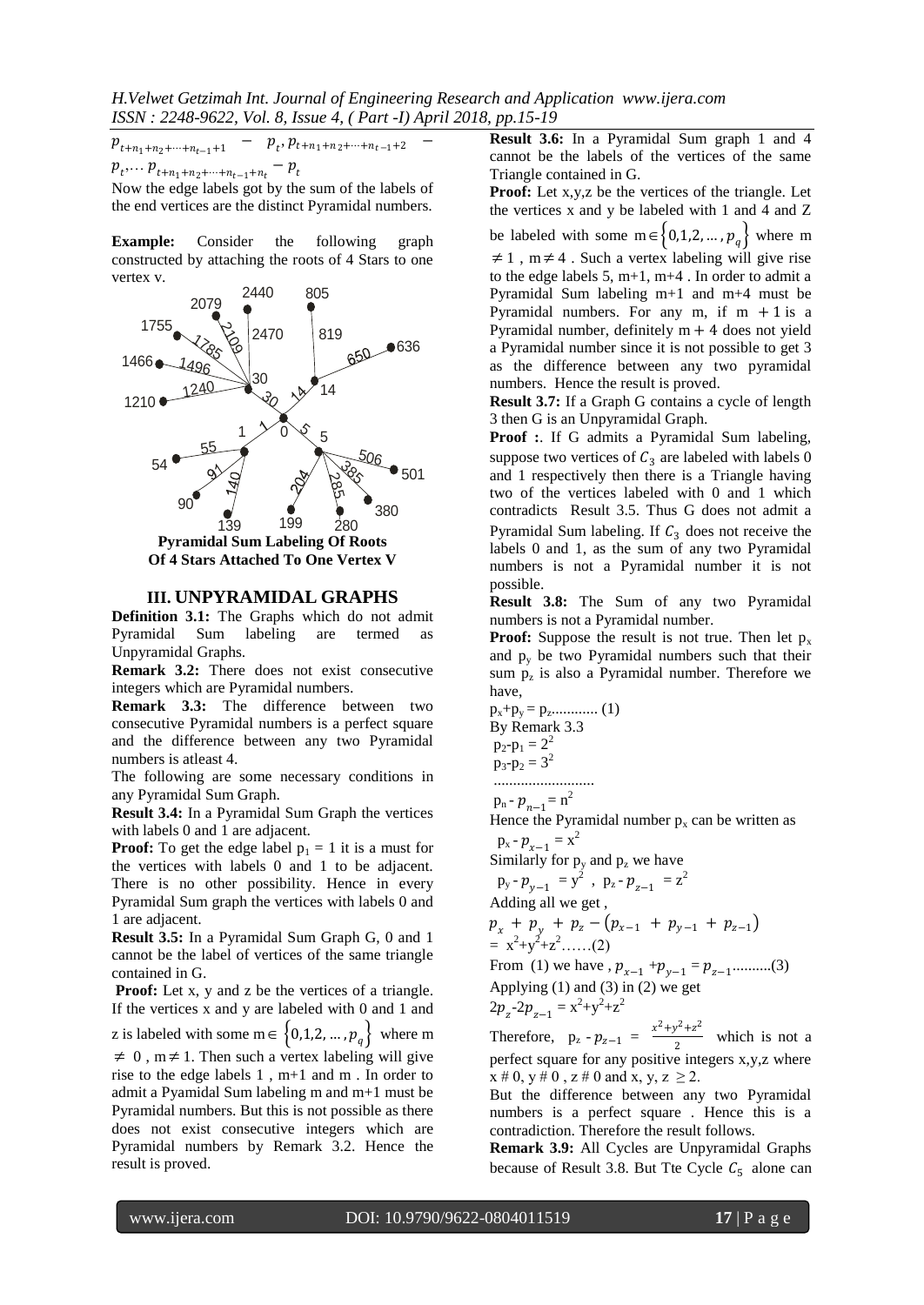$p_{t+n_1+n_2+\cdots+n_{t-1}+1} - p_t, p_{t+n_1+n_2+\cdots+n_{t-1}+2} - p_t, \ldots p_{t+n_1+n_2+\cdots+n_{t-1}+n_t} - p_t$

Now the edge labels got by the sum of the labels of the end vertices are the distinct Pyramidal numbers.

**Example:** Consider the following graph constructed by attaching the roots of 4 Stars to one vertex v.

2440
805
2079
2109
2470
819
1755
1785
650
636
1466
1496
30
14
1240
1210
30
14
1
0
5
1
5
55
506
54
501
91
385
140
204
285
90
380
139
199
280

**Pyramidal Sum Labeling Of Roots Of 4 Stars Attached To One Vertex V**

## III. UNPYRAMIDAL GRAPHS

**Definition 3.1:** The Graphs which do not admit Pyramidal Sum labeling are termed as Unpyramidal Graphs.

**Remark 3.2:** There does not exist consecutive integers which are Pyramidal numbers.

**Remark 3.3:** The difference between two consecutive Pyramidal numbers is a perfect square and the difference between any two Pyramidal numbers is atleast 4.

The following are some necessary conditions in any Pyramidal Sum Graph.

**Result 3.4:** In a Pyramidal Sum Graph the vertices with labels 0 and 1 are adjacent.

**Proof:** To get the edge label $p_1 = 1$ it is a must for the vertices with labels 0 and 1 to be adjacent. There is no other possibility. Hence in every Pyramidal Sum graph the vertices with labels 0 and 1 are adjacent.

**Result 3.5:** In a Pyramidal Sum Graph G, 0 and 1 cannot be the label of vertices of the same triangle contained in G.

**Proof:** Let x, y and z be the vertices of a triangle. If the vertices x and y are labeled with 0 and 1 and z is labeled with some $m \in \{0,1,2,\ldots,p_q\}$ where $m \neq 0$, $m \neq 1$. Then such a vertex labeling will give rise to the edge labels 1, m+1 and m. In order to admit a Pyamidal Sum labeling m and m+1 must be Pyramidal numbers. But this is not possible as there does not exist consecutive integers which are Pyramidal numbers by Remark 3.2. Hence the result is proved.

**Result 3.6:** In a Pyramidal Sum graph 1 and 4 cannot be the labels of the vertices of the same Triangle contained in G.

**Proof:** Let x,y,z be the vertices of the triangle. Let the vertices x and y be labeled with 1 and 4 and Z be labeled with some $m \in \{0,1,2,\ldots,p_q\}$ where $m \neq 1$, $m \neq 4$. Such a vertex labeling will give rise to the edge labels 5, m+1, m+4. In order to admit a Pyramidal Sum labeling m+1 and m+4 must be Pyramidal numbers. For any m, if $m+1$ is a Pyramidal number, definitely $m+4$ does not yield a Pyramidal number since it is not possible to get 3 as the difference between any two pyramidal numbers. Hence the result is proved.

**Result 3.7:** If a Graph G contains a cycle of length 3 then G is an Unpyramidal Graph.

**Proof :**. If G admits a Pyramidal Sum labeling, suppose two vertices of $C_3$ are labeled with labels 0 and 1 respectively then there is a Triangle having two of the vertices labeled with 0 and 1 which contradicts Result 3.5. Thus G does not admit a Pyramidal Sum labeling. If $C_3$ does not receive the labels 0 and 1, as the sum of any two Pyramidal numbers is not a Pyramidal number it is not possible.

**Result 3.8:** The Sum of any two Pyramidal numbers is not a Pyramidal number.

**Proof:** Suppose the result is not true. Then let $p_x$ and $p_y$ be two Pyramidal numbers such that their sum $p_z$ is also a Pyramidal number. Therefore we have,

$p_x+p_y = p_z$............ (1)

By Remark 3.3

$p_2-p_1 = 2^2$

$p_3-p_2 = 3^2$

..........................

$p_n - p_{n-1} = n^2$

Hence the Pyramidal number $p_x$ can be written as

$p_x - p_{x-1} = x^2$

Similarly for $p_y$ and $p_z$ we have

$p_y - p_{y-1} = y^2$ , $p_z - p_{z-1} = z^2$

Adding all we get ,

$p_x + p_y + p_z - (p_{x-1} + p_{y-1} + p_{z-1}) = x^2+y^2+z^2$……(2)

From (1) we have , $p_{x-1} + p_{y-1} = p_{z-1}$..........(3)

Applying (1) and (3) in (2) we get

$2p_z - 2p_{z-1} = x^2+y^2+z^2$

Therefore, $p_z - p_{z-1} = \frac{x^2+y^2+z^2}{2}$ which is not a perfect square for any positive integers x,y,z where $x \neq 0$, $y \neq 0$ , $z \neq 0$ and x, y, z $\geq 2$.

But the difference between any two Pyramidal numbers is a perfect square . Hence this is a contradiction. Therefore the result follows.

**Remark 3.9:** All Cycles are Unpyramidal Graphs because of Result 3.8. But Tte Cycle $C_5$ alone can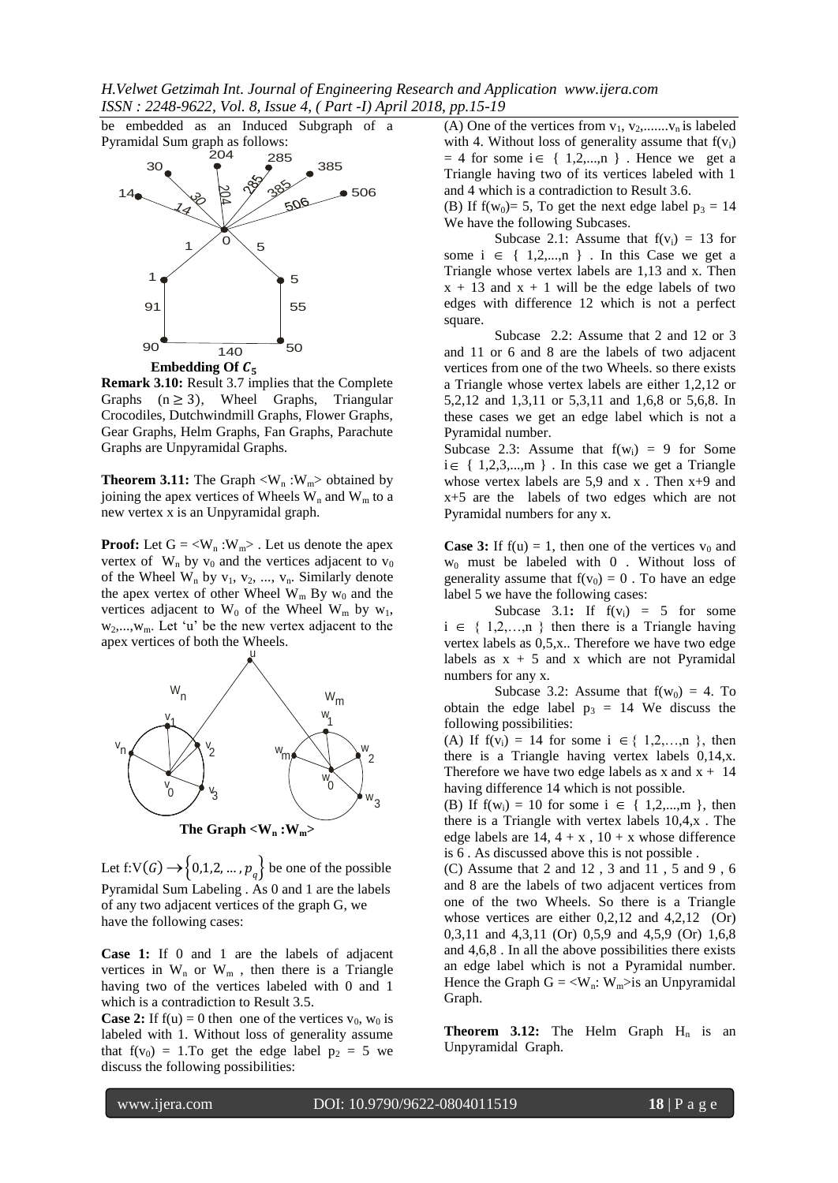be embedded as an Induced Subgraph of a Pyramidal Sum graph as follows:

204
30
285
385
14
506
30
204
285
385
14
506
0
1
5
1
5
91
55
90
140
50

**Embedding Of $C_5$**

**Remark 3.10:** Result 3.7 implies that the Complete Graphs $(n \geq 3)$, Wheel Graphs, Triangular Crocodiles, Dutchwindmill Graphs, Flower Graphs, Gear Graphs, Helm Graphs, Fan Graphs, Parachute Graphs are Unpyramidal Graphs.

**Theorem 3.11:** The Graph $<W_n : W_m>$ obtained by joining the apex vertices of Wheels $W_n$ and $W_m$ to a new vertex x is an Unpyramidal graph.

**Proof:** Let $G = <W_n : W_m>$ . Let us denote the apex vertex of $W_n$ by $v_0$ and the vertices adjacent to $v_0$ of the Wheel $W_n$ by $v_1, v_2, ..., v_n$. Similarly denote the apex vertex of other Wheel $W_m$ By $w_0$ and the vertices adjacent to $W_0$ of the Wheel $W_m$ by $w_1, w_2,...,w_m$. Let 'u' be the new vertex adjacent to the apex vertices of both the Wheels.

u
$W_n$
$W_m$
$v_1$
$w_1$
$v_n$
$v_2$
$w_m$
$w_2$
$v_0$
$v_3$
$w_0$
$w_3$

**The Graph $<W_n : W_m>$**

Let $f: V(G) \rightarrow \{0,1,2, ..., p_q\}$ be one of the possible Pyramidal Sum Labeling . As 0 and 1 are the labels of any two adjacent vertices of the graph G, we have the following cases:

**Case 1:** If 0 and 1 are the labels of adjacent vertices in $W_n$ or $W_m$ , then there is a Triangle having two of the vertices labeled with 0 and 1 which is a contradiction to Result 3.5.

**Case 2:** If $f(u) = 0$ then one of the vertices $v_0$, $w_0$ is labeled with 1. Without loss of generality assume that $f(v_0) = 1$.To get the edge label $p_2 = 5$ we discuss the following possibilities:

(A) One of the vertices from $v_1, v_2, .......v_n$ is labeled with 4. Without loss of generality assume that $f(v_i) = 4$ for some $i \in \{ 1,2,...,n \}$ . Hence we get a Triangle having two of its vertices labeled with 1 and 4 which is a contradiction to Result 3.6.

(B) If $f(w_0) = 5$, To get the next edge label $p_3 = 14$ We have the following Subcases.

Subcase 2.1: Assume that $f(v_i) = 13$ for some $i \in \{ 1,2,...,n \}$ . In this Case we get a Triangle whose vertex labels are 1,13 and x. Then $x + 13$ and $x + 1$ will be the edge labels of two edges with difference 12 which is not a perfect square.

Subcase 2.2: Assume that 2 and 12 or 3 and 11 or 6 and 8 are the labels of two adjacent vertices from one of the two Wheels. so there exists a Triangle whose vertex labels are either 1,2,12 or 5,2,12 and 1,3,11 or 5,3,11 and 1,6,8 or 5,6,8. In these cases we get an edge label which is not a Pyramidal number.

Subcase 2.3: Assume that $f(w_i) = 9$ for Some $i \in \{ 1,2,3,...,m \}$ . In this case we get a Triangle whose vertex labels are 5,9 and x . Then x+9 and x+5 are the labels of two edges which are not Pyramidal numbers for any x.

**Case 3:** If $f(u) = 1$, then one of the vertices $v_0$ and $w_0$ must be labeled with 0 . Without loss of generality assume that $f(v_0) = 0$ . To have an edge label 5 we have the following cases:

Subcase 3.1**:** If $f(v_i) = 5$ for some $i \in \{ 1,2,…,n \}$ then there is a Triangle having vertex labels as 0,5,x.. Therefore we have two edge labels as $x + 5$ and x which are not Pyramidal numbers for any x.

Subcase 3.2: Assume that $f(w_0) = 4$. To obtain the edge label $p_3 = 14$ We discuss the following possibilities:

(A) If $f(v_i) = 14$ for some $i \in \{ 1,2,…,n \}$, then there is a Triangle having vertex labels 0,14,x. Therefore we have two edge labels as x and $x + 14$ having difference 14 which is not possible.

(B) If $f(w_i) = 10$ for some $i \in \{ 1,2,...,m \}$, then there is a Triangle with vertex labels 10,4,x . The edge labels are 14, $4 + x$ , $10 + x$ whose difference is 6 . As discussed above this is not possible .

(C) Assume that 2 and 12 , 3 and 11 , 5 and 9 , 6 and 8 are the labels of two adjacent vertices from one of the two Wheels. So there is a Triangle whose vertices are either 0,2,12 and 4,2,12 (Or) 0,3,11 and 4,3,11 (Or) 0,5,9 and 4,5,9 (Or) 1,6,8 and 4,6,8 . In all the above possibilities there exists an edge label which is not a Pyramidal number. Hence the Graph $G = <W_n : W_m>$is an Unpyramidal Graph.

**Theorem 3.12:** The Helm Graph $H_n$ is an Unpyramidal Graph.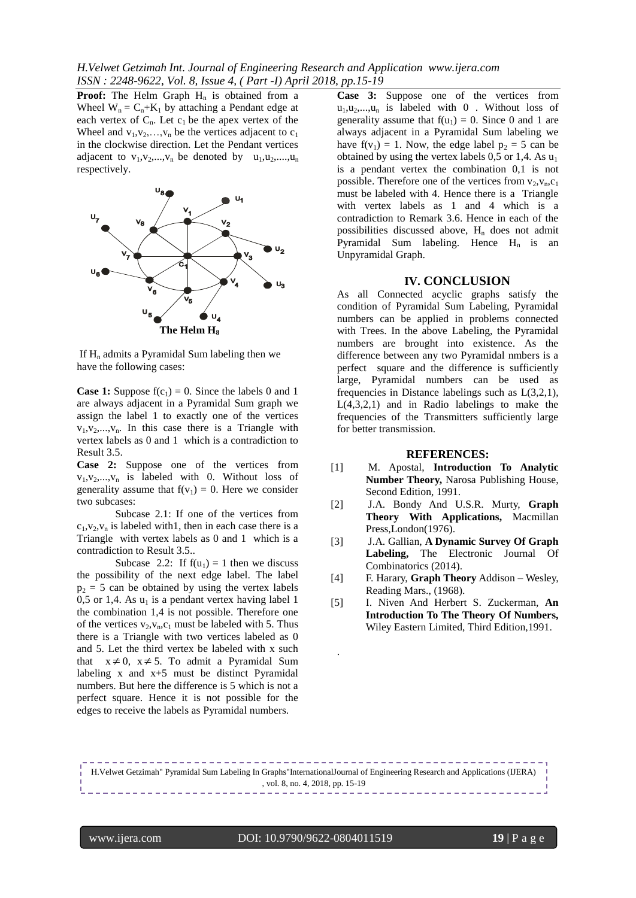**Proof:** The Helm Graph $H_n$ is obtained from a Wheel $W_n = C_n+K_1$ by attaching a Pendant edge at each vertex of $C_n$. Let $c_1$ be the apex vertex of the Wheel and $v_1,v_2,\ldots,v_n$ be the vertices adjacent to $c_1$ in the clockwise direction. Let the Pendant vertices adjacent to $v_1,v_2,...,v_n$ be denoted by $u_1,u_2,....,u_n$ respectively.

u8
u1
v1
u7
v8
v2
u2
v7
v3
c1
u6
u3
v4
v6
v5
u5
u4

**The Helm $H_8$**

If $H_n$ admits a Pyramidal Sum labeling then we have the following cases:

**Case 1:** Suppose $f(c_1) = 0$. Since the labels 0 and 1 are always adjacent in a Pyramidal Sum graph we assign the label 1 to exactly one of the vertices $v_1,v_2,...,v_n$. In this case there is a Triangle with vertex labels as 0 and 1 which is a contradiction to Result 3.5.

**Case 2:** Suppose one of the vertices from $v_1,v_2,...,v_n$ is labeled with 0. Without loss of generality assume that $f(v_1) = 0$. Here we consider two subcases:

Subcase 2.1: If one of the vertices from $c_1,v_2,v_n$ is labeled with1, then in each case there is a Triangle with vertex labels as 0 and 1 which is a contradiction to Result 3.5..

Subcase 2.2: If $f(u_1) = 1$ then we discuss the possibility of the next edge label. The label $p_2 = 5$ can be obtained by using the vertex labels 0,5 or 1,4. As $u_1$ is a pendant vertex having label 1 the combination 1,4 is not possible. Therefore one of the vertices $v_2,v_n,c_1$ must be labeled with 5. Thus there is a Triangle with two vertices labeled as 0 and 5. Let the third vertex be labeled with x such that $x \neq 0$, $x \neq 5$. To admit a Pyramidal Sum labeling x and x+5 must be distinct Pyramidal numbers. But here the difference is 5 which is not a perfect square. Hence it is not possible for the edges to receive the labels as Pyramidal numbers.

**Case 3:** Suppose one of the vertices from $u_1,u_2,...,u_n$ is labeled with 0 . Without loss of generality assume that $f(u_1) = 0$. Since 0 and 1 are always adjacent in a Pyramidal Sum labeling we have $f(v_1) = 1$. Now, the edge label $p_2 = 5$ can be obtained by using the vertex labels 0,5 or 1,4. As $u_1$ is a pendant vertex the combination 0,1 is not possible. Therefore one of the vertices from $v_2,v_n,c_1$ must be labeled with 4. Hence there is a Triangle with vertex labels as 1 and 4 which is a contradiction to Remark 3.6. Hence in each of the possibilities discussed above, $H_n$ does not admit Pyramidal Sum labeling. Hence $H_n$ is an Unpyramidal Graph.

## IV. CONCLUSION

As all Connected acyclic graphs satisfy the condition of Pyramidal Sum Labeling, Pyramidal numbers can be applied in problems connected with Trees. In the above Labeling, the Pyramidal numbers are brought into existence. As the difference between any two Pyramidal nmbers is a perfect square and the difference is sufficiently large, Pyramidal numbers can be used as frequencies in Distance labelings such as L(3,2,1), L(4,3,2,1) and in Radio labelings to make the frequencies of the Transmitters sufficiently large for better transmission.

## REFERENCES:

[1] M. Apostal, **Introduction To Analytic Number Theory,** Narosa Publishing House, Second Edition, 1991.

[2] J.A. Bondy And U.S.R. Murty, **Graph Theory With Applications,** Macmillan Press,London(1976).

[3] J.A. Gallian, **A Dynamic Survey Of Graph Labeling,** The Electronic Journal Of Combinatorics (2014).

[4] F. Harary, **Graph Theory** Addison – Wesley, Reading Mars., (1968).

[5] I. Niven And Herbert S. Zuckerman, **An Introduction To The Theory Of Numbers,** Wiley Eastern Limited, Third Edition,1991.

H.Velwet Getzimah" Pyramidal Sum Labeling In Graphs"InternationalJournal of Engineering Research and Applications (IJERA) , vol. 8, no. 4, 2018, pp. 15-19